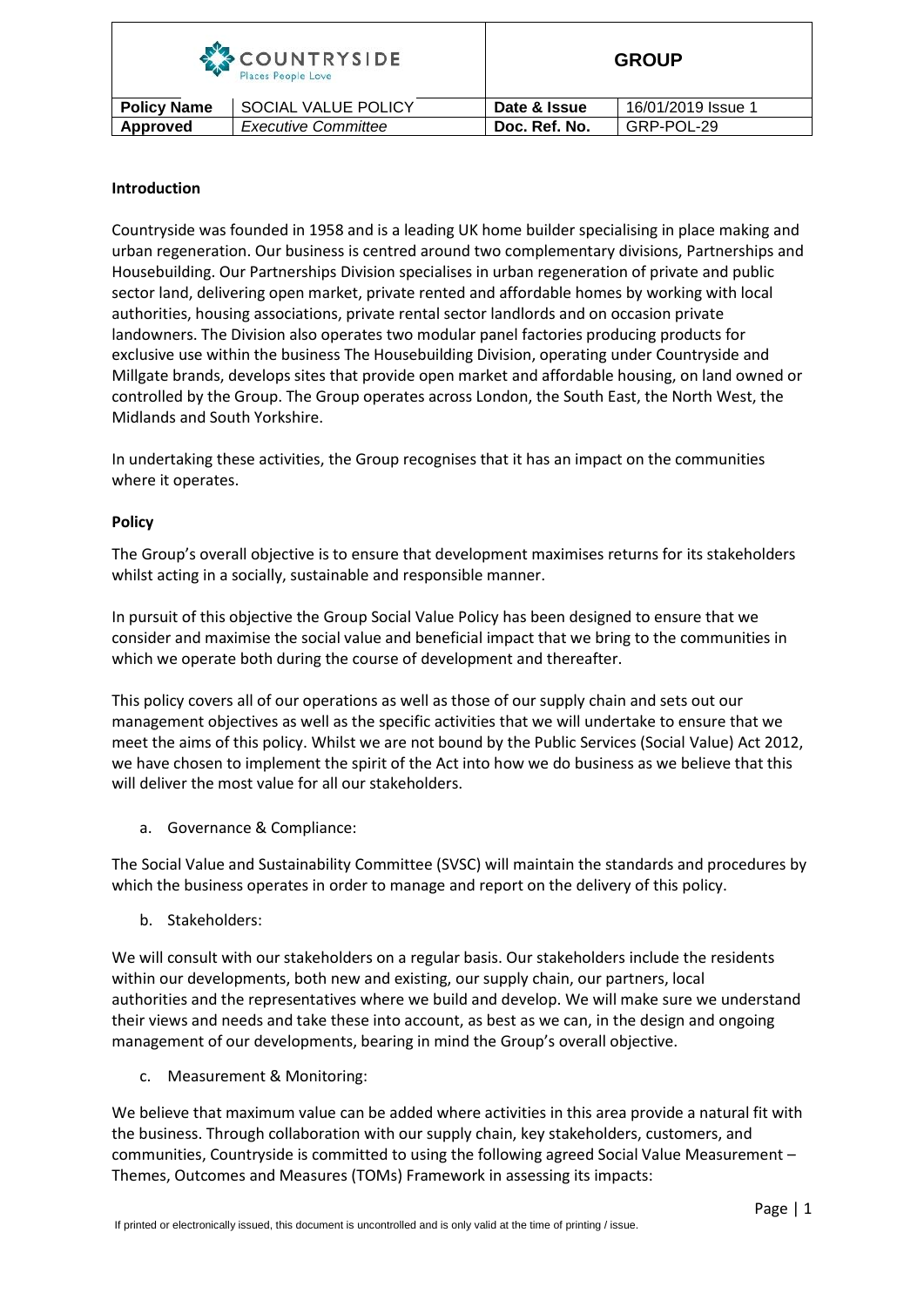| COUNTRYSIDE Places People Love | | GROUP | |
|---|---|---|---|
| **Policy Name** | SOCIAL VALUE POLICY | **Date & Issue** | 16/01/2019 Issue 1 |
| **Approved** | *Executive Committee* | **Doc. Ref. No.** | GRP-POL-29 |

**Introduction**

Countryside was founded in 1958 and is a leading UK home builder specialising in place making and urban regeneration. Our business is centred around two complementary divisions, Partnerships and Housebuilding. Our Partnerships Division specialises in urban regeneration of private and public sector land, delivering open market, private rented and affordable homes by working with local authorities, housing associations, private rental sector landlords and on occasion private landowners. The Division also operates two modular panel factories producing products for exclusive use within the business The Housebuilding Division, operating under Countryside and Millgate brands, develops sites that provide open market and affordable housing, on land owned or controlled by the Group. The Group operates across London, the South East, the North West, the Midlands and South Yorkshire.

In undertaking these activities, the Group recognises that it has an impact on the communities where it operates.

**Policy**

The Group's overall objective is to ensure that development maximises returns for its stakeholders whilst acting in a socially, sustainable and responsible manner.

In pursuit of this objective the Group Social Value Policy has been designed to ensure that we consider and maximise the social value and beneficial impact that we bring to the communities in which we operate both during the course of development and thereafter.

This policy covers all of our operations as well as those of our supply chain and sets out our management objectives as well as the specific activities that we will undertake to ensure that we meet the aims of this policy. Whilst we are not bound by the Public Services (Social Value) Act 2012, we have chosen to implement the spirit of the Act into how we do business as we believe that this will deliver the most value for all our stakeholders.

a. Governance & Compliance:

The Social Value and Sustainability Committee (SVSC) will maintain the standards and procedures by which the business operates in order to manage and report on the delivery of this policy.

b. Stakeholders:

We will consult with our stakeholders on a regular basis. Our stakeholders include the residents within our developments, both new and existing, our supply chain, our partners, local authorities and the representatives where we build and develop. We will make sure we understand their views and needs and take these into account, as best as we can, in the design and ongoing management of our developments, bearing in mind the Group's overall objective.

c. Measurement & Monitoring:

We believe that maximum value can be added where activities in this area provide a natural fit with the business. Through collaboration with our supply chain, key stakeholders, customers, and communities, Countryside is committed to using the following agreed Social Value Measurement – Themes, Outcomes and Measures (TOMs) Framework in assessing its impacts:

If printed or electronically issued, this document is uncontrolled and is only valid at the time of printing / issue.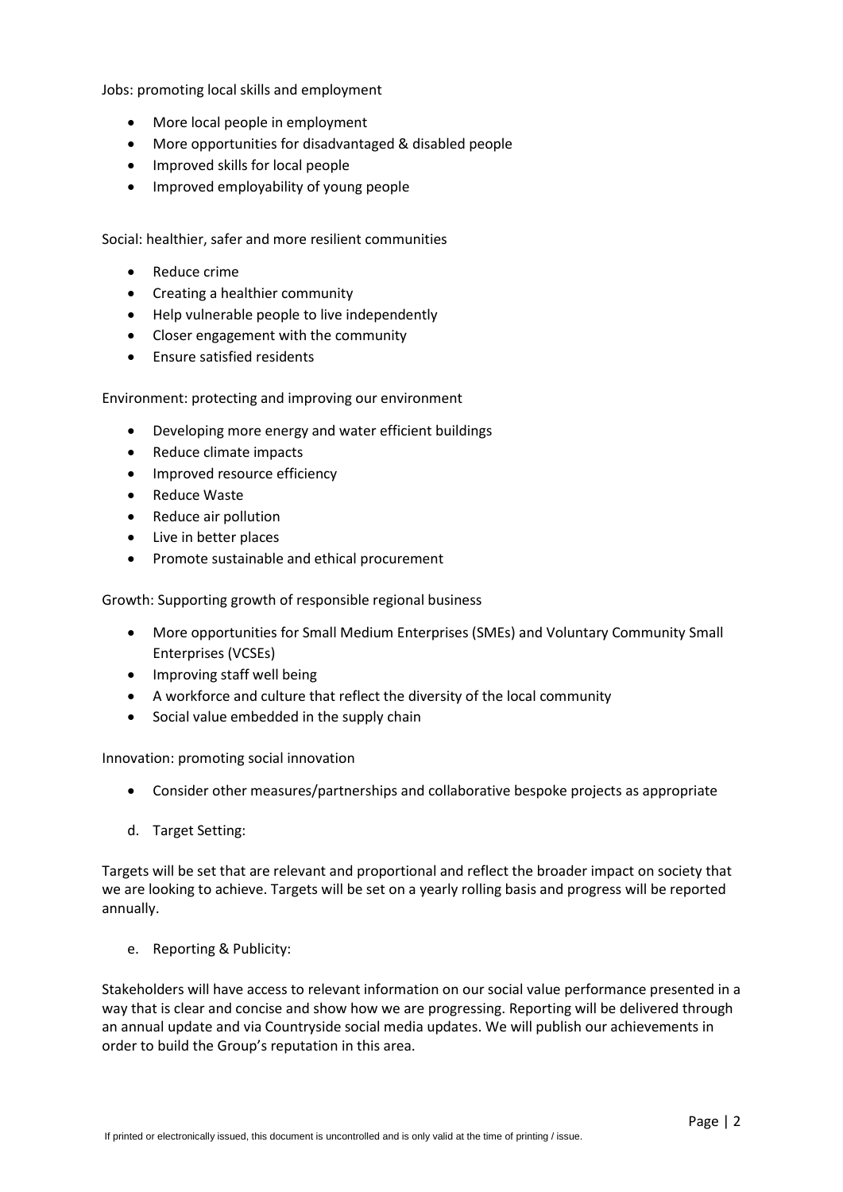Jobs: promoting local skills and employment

- More local people in employment
- More opportunities for disadvantaged & disabled people
- Improved skills for local people
- Improved employability of young people

Social: healthier, safer and more resilient communities

- Reduce crime
- Creating a healthier community
- Help vulnerable people to live independently
- Closer engagement with the community
- Ensure satisfied residents

Environment: protecting and improving our environment

- Developing more energy and water efficient buildings
- Reduce climate impacts
- Improved resource efficiency
- Reduce Waste
- Reduce air pollution
- Live in better places
- Promote sustainable and ethical procurement

Growth: Supporting growth of responsible regional business

- More opportunities for Small Medium Enterprises (SMEs) and Voluntary Community Small Enterprises (VCSEs)
- Improving staff well being
- A workforce and culture that reflect the diversity of the local community
- Social value embedded in the supply chain

Innovation: promoting social innovation

- Consider other measures/partnerships and collaborative bespoke projects as appropriate

d. Target Setting:

Targets will be set that are relevant and proportional and reflect the broader impact on society that we are looking to achieve. Targets will be set on a yearly rolling basis and progress will be reported annually.

e. Reporting & Publicity:

Stakeholders will have access to relevant information on our social value performance presented in a way that is clear and concise and show how we are progressing. Reporting will be delivered through an annual update and via Countryside social media updates. We will publish our achievements in order to build the Group's reputation in this area.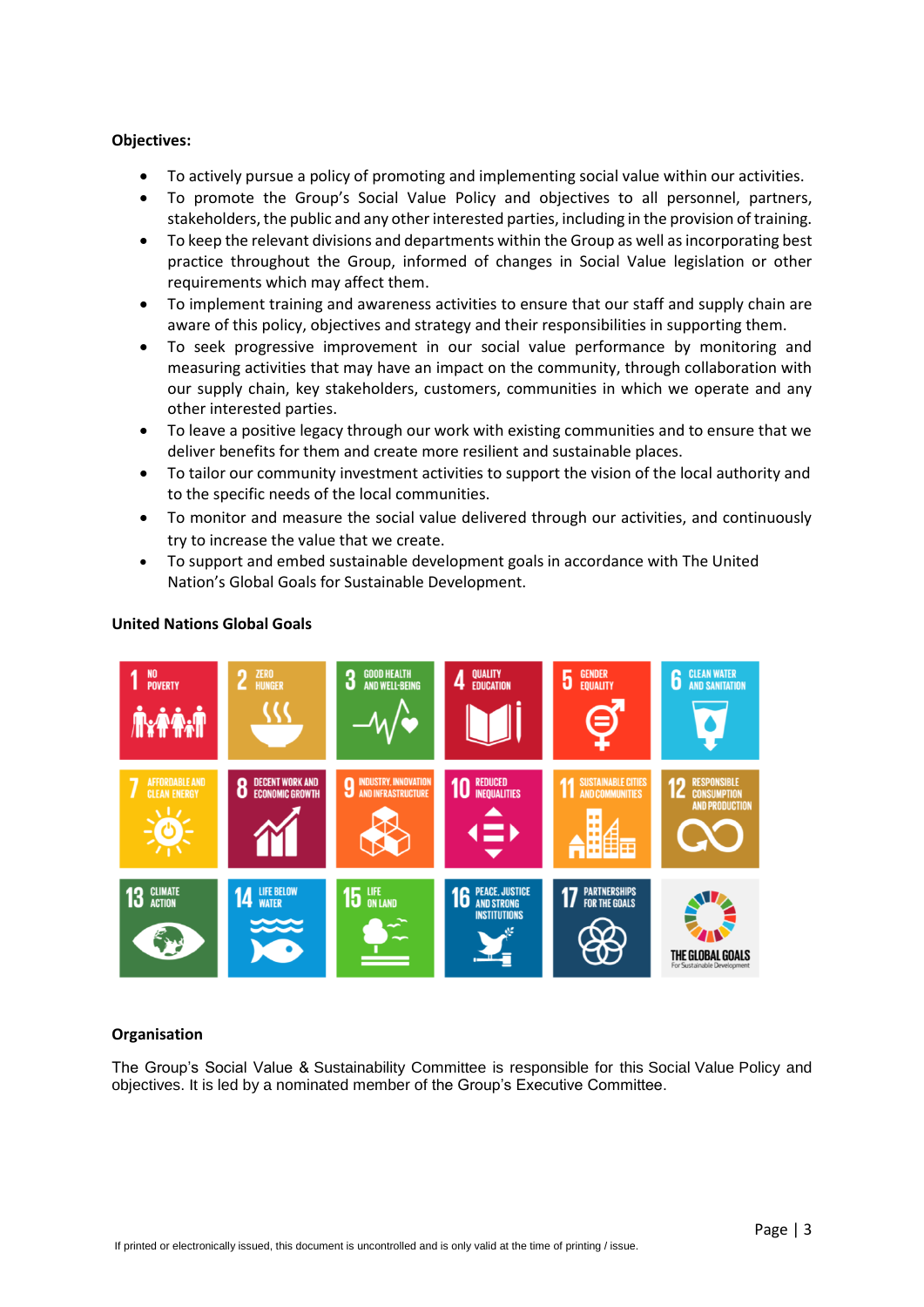**Objectives:**

- To actively pursue a policy of promoting and implementing social value within our activities.
- To promote the Group's Social Value Policy and objectives to all personnel, partners, stakeholders, the public and any other interested parties, including in the provision of training.
- To keep the relevant divisions and departments within the Group as well as incorporating best practice throughout the Group, informed of changes in Social Value legislation or other requirements which may affect them.
- To implement training and awareness activities to ensure that our staff and supply chain are aware of this policy, objectives and strategy and their responsibilities in supporting them.
- To seek progressive improvement in our social value performance by monitoring and measuring activities that may have an impact on the community, through collaboration with our supply chain, key stakeholders, customers, communities in which we operate and any other interested parties.
- To leave a positive legacy through our work with existing communities and to ensure that we deliver benefits for them and create more resilient and sustainable places.
- To tailor our community investment activities to support the vision of the local authority and to the specific needs of the local communities.
- To monitor and measure the social value delivered through our activities, and continuously try to increase the value that we create.
- To support and embed sustainable development goals in accordance with The United Nation's Global Goals for Sustainable Development.

**United Nations Global Goals**

1 NO POVERTY
2 ZERO HUNGER
3 GOOD HEALTH AND WELL-BEING
4 QUALITY EDUCATION
5 GENDER EQUALITY
6 CLEAN WATER AND SANITATION
7 AFFORDABLE AND CLEAN ENERGY
8 DECENT WORK AND ECONOMIC GROWTH
9 INDUSTRY, INNOVATION AND INFRASTRUCTURE
10 REDUCED INEQUALITIES
11 SUSTAINABLE CITIES AND COMMUNITIES
12 RESPONSIBLE CONSUMPTION AND PRODUCTION
13 CLIMATE ACTION
14 LIFE BELOW WATER
15 LIFE ON LAND
16 PEACE, JUSTICE AND STRONG INSTITUTIONS
17 PARTNERSHIPS FOR THE GOALS
THE GLOBAL GOALS For Sustainable Development

**Organisation**

The Group's Social Value & Sustainability Committee is responsible for this Social Value Policy and objectives. It is led by a nominated member of the Group's Executive Committee.

If printed or electronically issued, this document is uncontrolled and is only valid at the time of printing / issue.